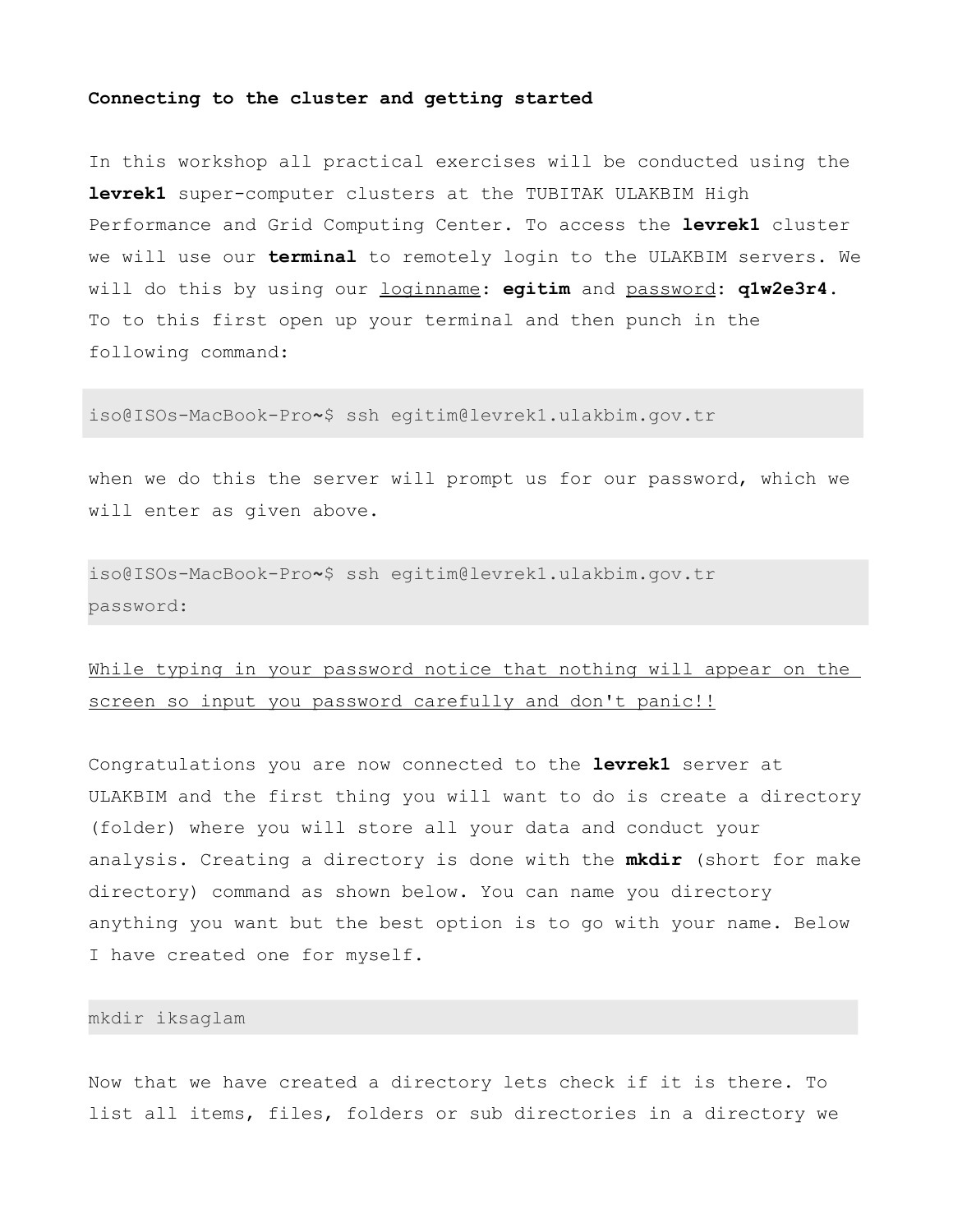**Connecting to the cluster and getting started**

In this workshop all practical exercises will be conducted using the **levrek1** super-computer clusters at the TUBITAK ULAKBIM High Performance and Grid Computing Center. To access the **levrek1** cluster we will use our **terminal** to remotely login to the ULAKBIM servers. We will do this by using our <u>loginname</u>**: egitim** and <u>password</u>**: q1w2e3r4.** To to this first open up your terminal and then punch in the following command:

```
iso@ISOs-MacBook-Pro~$ ssh egitim@levrek1.ulakbim.gov.tr
```

when we do this the server will prompt us for our password, which we will enter as given above.

```
iso@ISOs-MacBook-Pro~$ ssh egitim@levrek1.ulakbim.gov.tr
password:
```

<u>While typing in your password notice that nothing will appear on the screen so input you password carefully and don't panic!!</u>

Congratulations you are now connected to the **levrek1** server at ULAKBIM and the first thing you will want to do is create a directory (folder) where you will store all your data and conduct your analysis. Creating a directory is done with the **mkdir** (short for make directory) command as shown below. You can name you directory anything you want but the best option is to go with your name. Below I have created one for myself.

```
mkdir iksaglam
```

Now that we have created a directory lets check if it is there. To list all items, files, folders or sub directories in a directory we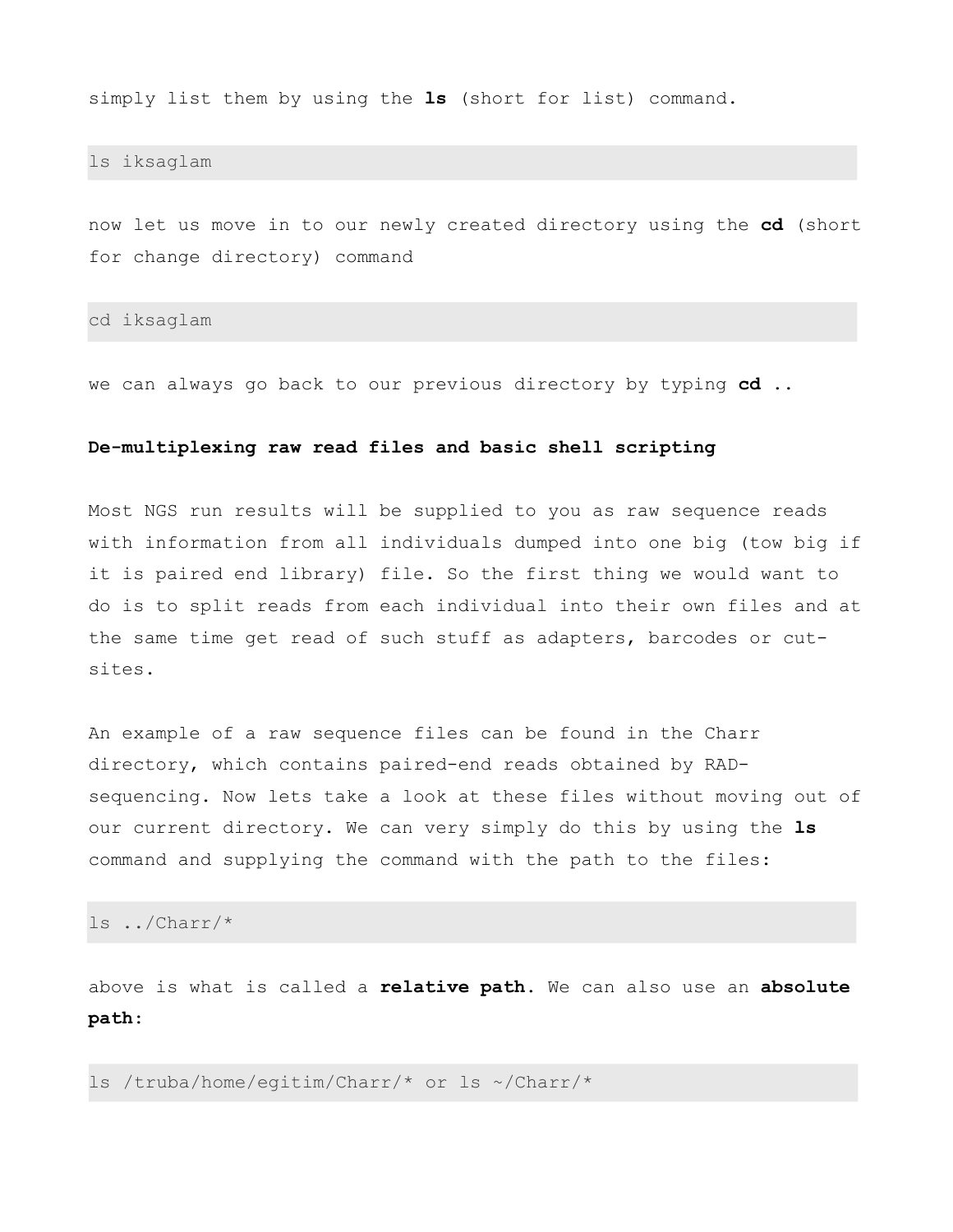simply list them by using the **ls** (short for list) command.

```
ls iksaglam
```

now let us move in to our newly created directory using the **cd** (short for change directory) command

```
cd iksaglam
```

we can always go back to our previous directory by typing **cd ..**

**De-multiplexing raw read files and basic shell scripting**

Most NGS run results will be supplied to you as raw sequence reads with information from all individuals dumped into one big (tow big if it is paired end library) file. So the first thing we would want to do is to split reads from each individual into their own files and at the same time get read of such stuff as adapters, barcodes or cut-sites.

An example of a raw sequence files can be found in the Charr directory, which contains paired-end reads obtained by RAD-sequencing. Now lets take a look at these files without moving out of our current directory. We can very simply do this by using the **ls** command and supplying the command with the path to the files:

```
ls ../Charr/*
```

above is what is called a **relative path.** We can also use an **absolute path:**

```
ls /truba/home/egitim/Charr/* or ls ~/Charr/*
```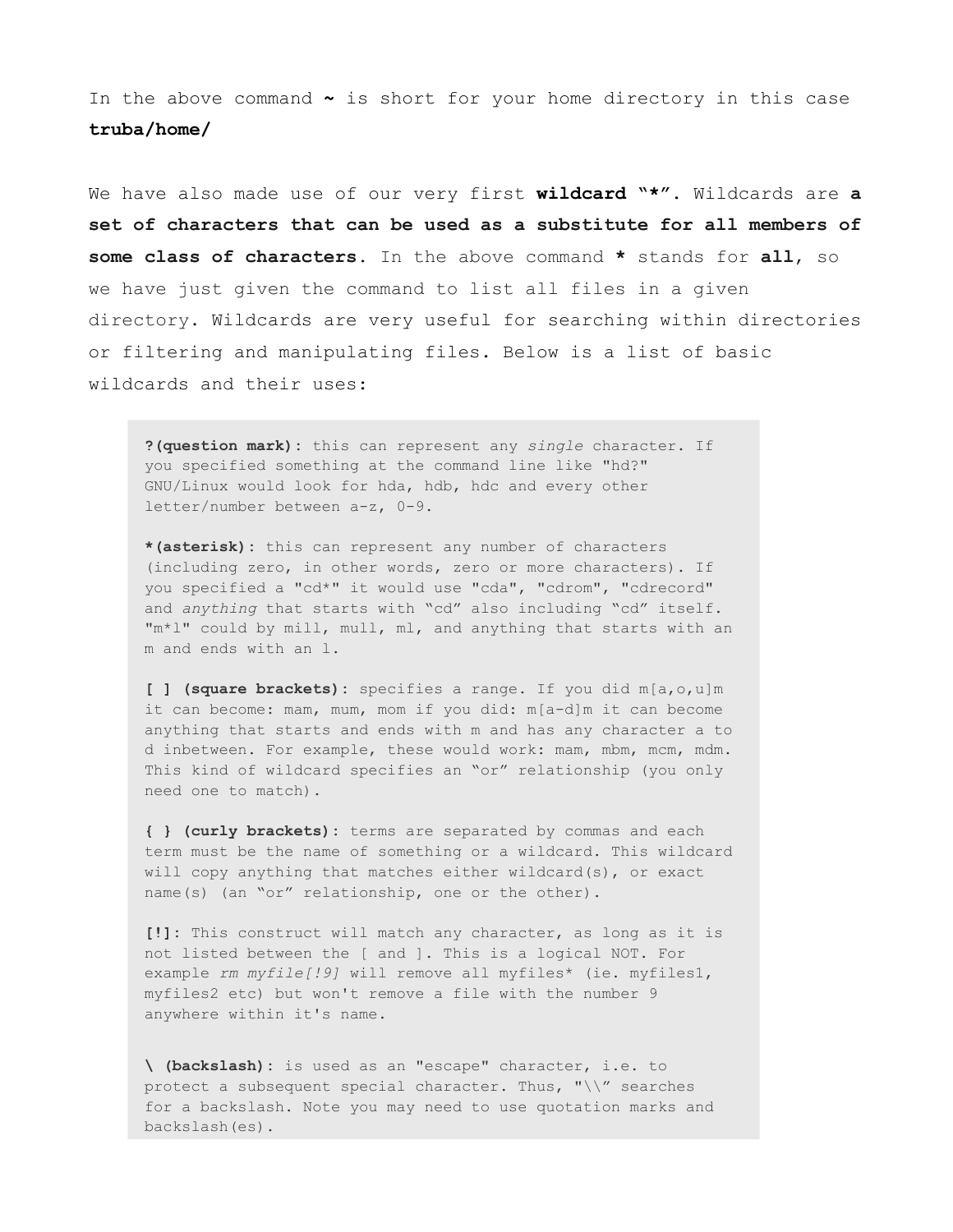In the above command **~** is short for your home directory in this case **truba/home/**

We have also made use of our very first **wildcard "*"**. Wildcards are **a set of characters that can be used as a substitute for all members of some class of characters**. In the above command ***** stands for **all**, so we have just given the command to list all files in a given directory. Wildcards are very useful for searching within directories or filtering and manipulating files. Below is a list of basic wildcards and their uses:

> **?(question mark):** this can represent any *single* character. If you specified something at the command line like "hd?" GNU/Linux would look for hda, hdb, hdc and every other letter/number between a-z, 0-9.
>
> ***(asterisk):** this can represent any number of characters (including zero, in other words, zero or more characters). If you specified a "cd*" it would use "cda", "cdrom", "cdrecord" and *anything* that starts with "cd" also including "cd" itself. "m*l" could by mill, mull, ml, and anything that starts with an m and ends with an l.
>
> **[ ] (square brackets):** specifies a range. If you did m[a,o,u]m it can become: mam, mum, mom if you did: m[a-d]m it can become anything that starts and ends with m and has any character a to d inbetween. For example, these would work: mam, mbm, mcm, mdm. This kind of wildcard specifies an "or" relationship (you only need one to match).
>
> **{ } (curly brackets):** terms are separated by commas and each term must be the name of something or a wildcard. This wildcard will copy anything that matches either wildcard(s), or exact name(s) (an "or" relationship, one or the other).
>
> **[!]:** This construct will match any character, as long as it is not listed between the [ and ]. This is a logical NOT. For example *rm myfile[!9]* will remove all myfiles* (ie. myfiles1, myfiles2 etc) but won't remove a file with the number 9 anywhere within it's name.
>
> **\ (backslash):** is used as an "escape" character, i.e. to protect a subsequent special character. Thus, "\\" searches for a backslash. Note you may need to use quotation marks and backslash(es).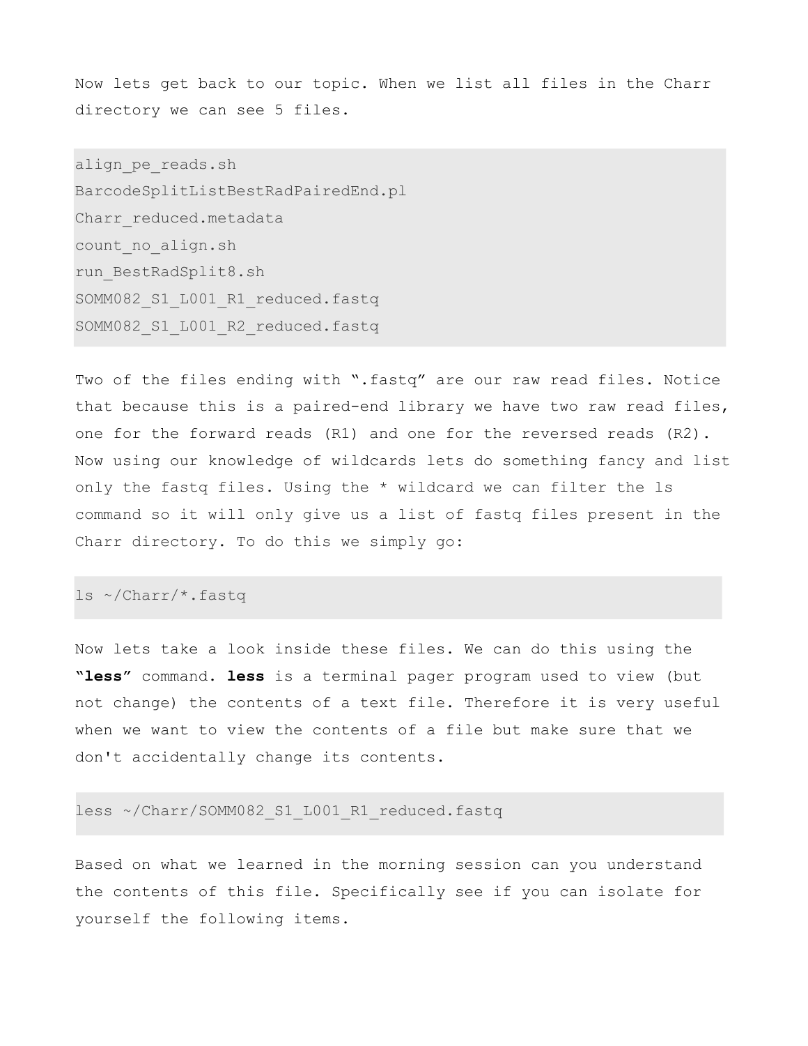Now lets get back to our topic. When we list all files in the Charr directory we can see 5 files.

```
align_pe_reads.sh
BarcodeSplitListBestRadPairedEnd.pl
Charr_reduced.metadata
count_no_align.sh
run_BestRadSplit8.sh
SOMM082_S1_L001_R1_reduced.fastq
SOMM082_S1_L001_R2_reduced.fastq
```

Two of the files ending with ".fastq" are our raw read files. Notice that because this is a paired-end library we have two raw read files, one for the forward reads (R1) and one for the reversed reads (R2). Now using our knowledge of wildcards lets do something fancy and list only the fastq files. Using the * wildcard we can filter the ls command so it will only give us a list of fastq files present in the Charr directory. To do this we simply go:

```
ls ~/Charr/*.fastq
```

Now lets take a look inside these files. We can do this using the **"less"** command. **less** is a terminal pager program used to view (but not change) the contents of a text file. Therefore it is very useful when we want to view the contents of a file but make sure that we don't accidentally change its contents.

```
less ~/Charr/SOMM082_S1_L001_R1_reduced.fastq
```

Based on what we learned in the morning session can you understand the contents of this file. Specifically see if you can isolate for yourself the following items.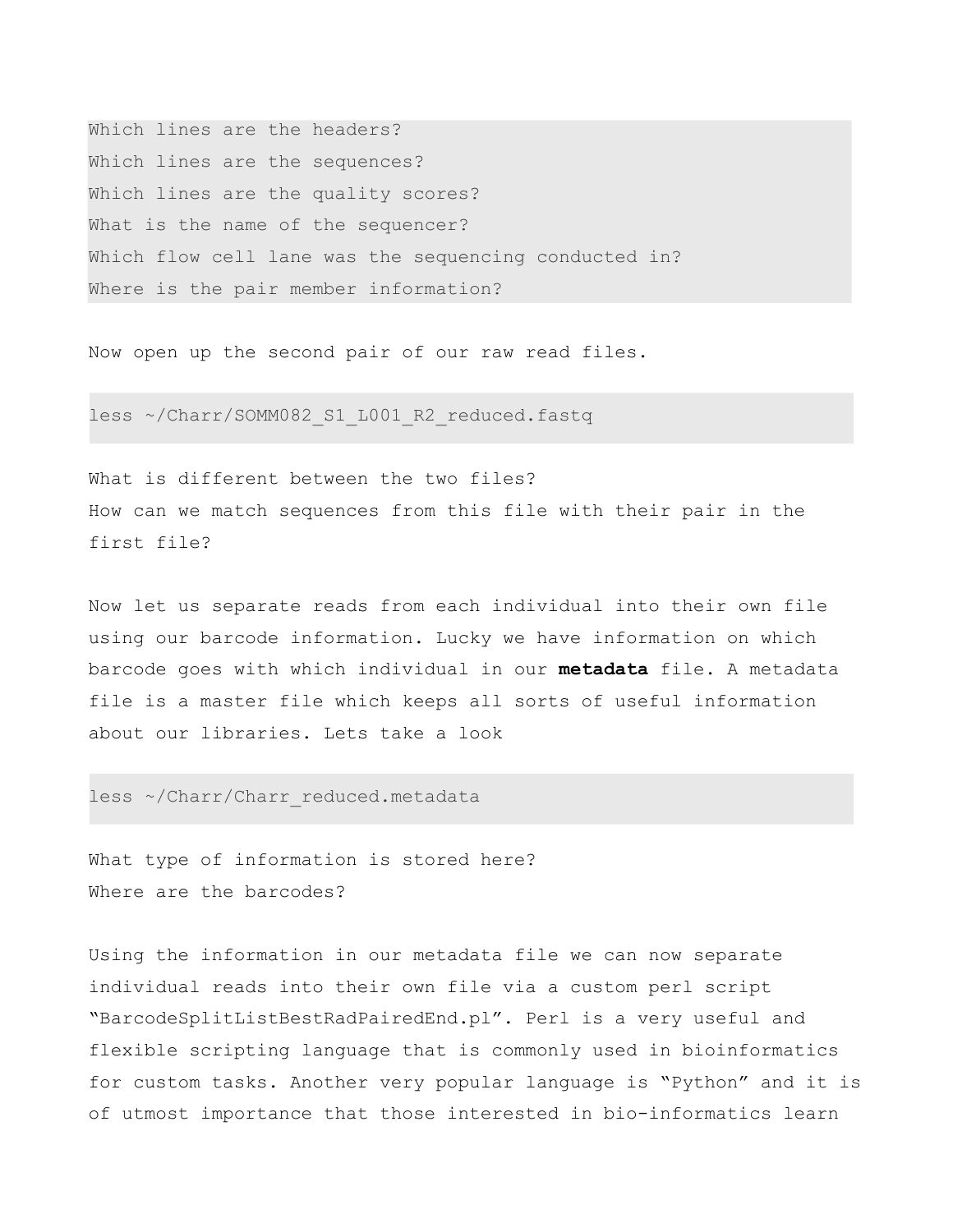```
Which lines are the headers?
Which lines are the sequences?
Which lines are the quality scores?
What is the name of the sequencer?
Which flow cell lane was the sequencing conducted in?
Where is the pair member information?
```

Now open up the second pair of our raw read files.

```
less ~/Charr/SOMM082_S1_L001_R2_reduced.fastq
```

What is different between the two files?
How can we match sequences from this file with their pair in the first file?

Now let us separate reads from each individual into their own file using our barcode information. Lucky we have information on which barcode goes with which individual in our **metadata** file. A metadata file is a master file which keeps all sorts of useful information about our libraries. Lets take a look

```
less ~/Charr/Charr_reduced.metadata
```

What type of information is stored here?
Where are the barcodes?

Using the information in our metadata file we can now separate individual reads into their own file via a custom perl script "BarcodeSplitListBestRadPairedEnd.pl". Perl is a very useful and flexible scripting language that is commonly used in bioinformatics for custom tasks. Another very popular language is "Python" and it is of utmost importance that those interested in bio-informatics learn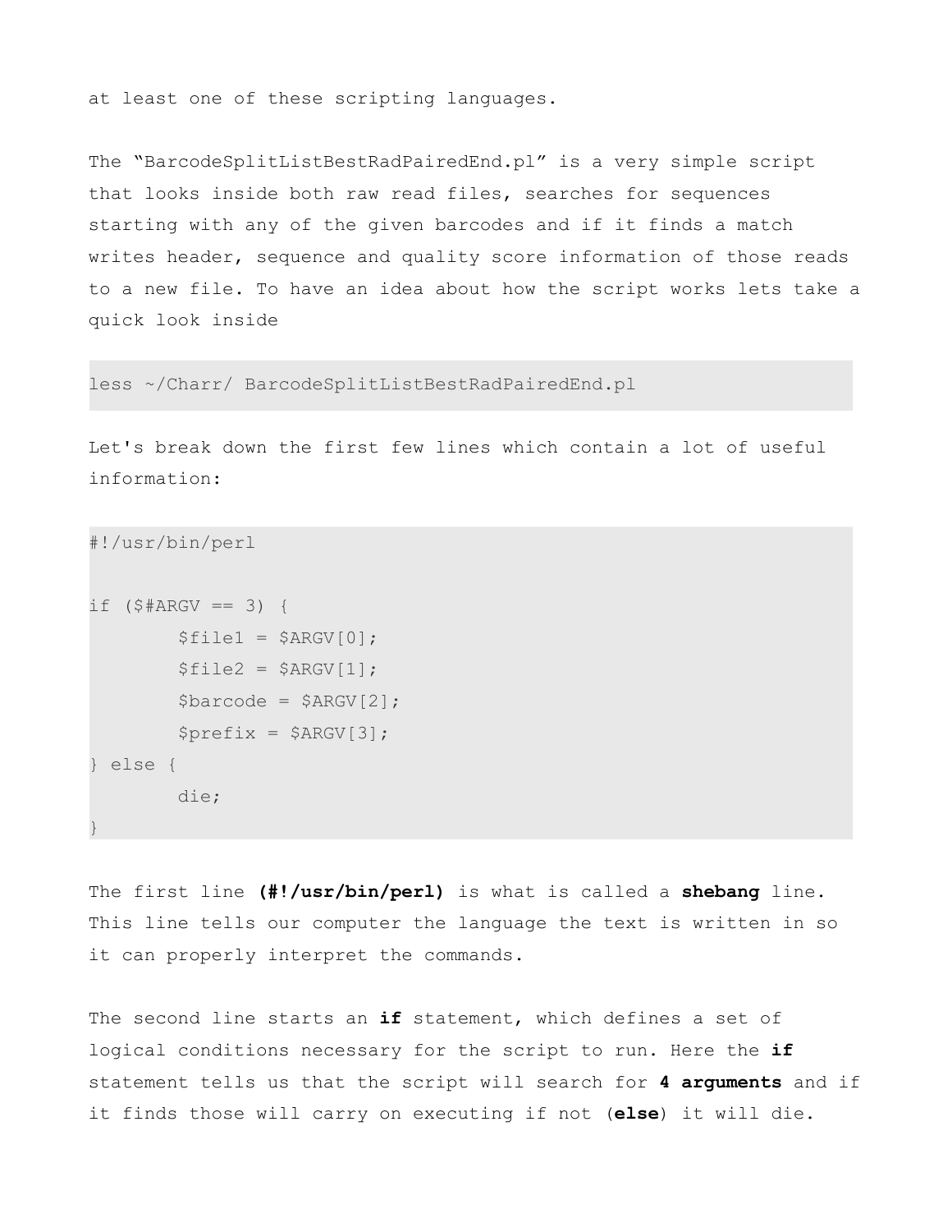at least one of these scripting languages.

The “BarcodeSplitListBestRadPairedEnd.pl” is a very simple script that looks inside both raw read files, searches for sequences starting with any of the given barcodes and if it finds a match writes header, sequence and quality score information of those reads to a new file. To have an idea about how the script works lets take a quick look inside

```
less ~/Charr/ BarcodeSplitListBestRadPairedEnd.pl
```

Let's break down the first few lines which contain a lot of useful information:

```
#!/usr/bin/perl

if ($#ARGV == 3) {
        $file1 = $ARGV[0];
        $file2 = $ARGV[1];
        $barcode = $ARGV[2];
        $prefix = $ARGV[3];
} else {
        die;
}
```

The first line **(#!/usr/bin/perl)** is what is called a **shebang** line. This line tells our computer the language the text is written in so it can properly interpret the commands.

The second line starts an **if** statement, which defines a set of logical conditions necessary for the script to run. Here the **if** statement tells us that the script will search for **4 arguments** and if it finds those will carry on executing if not (**else**) it will die.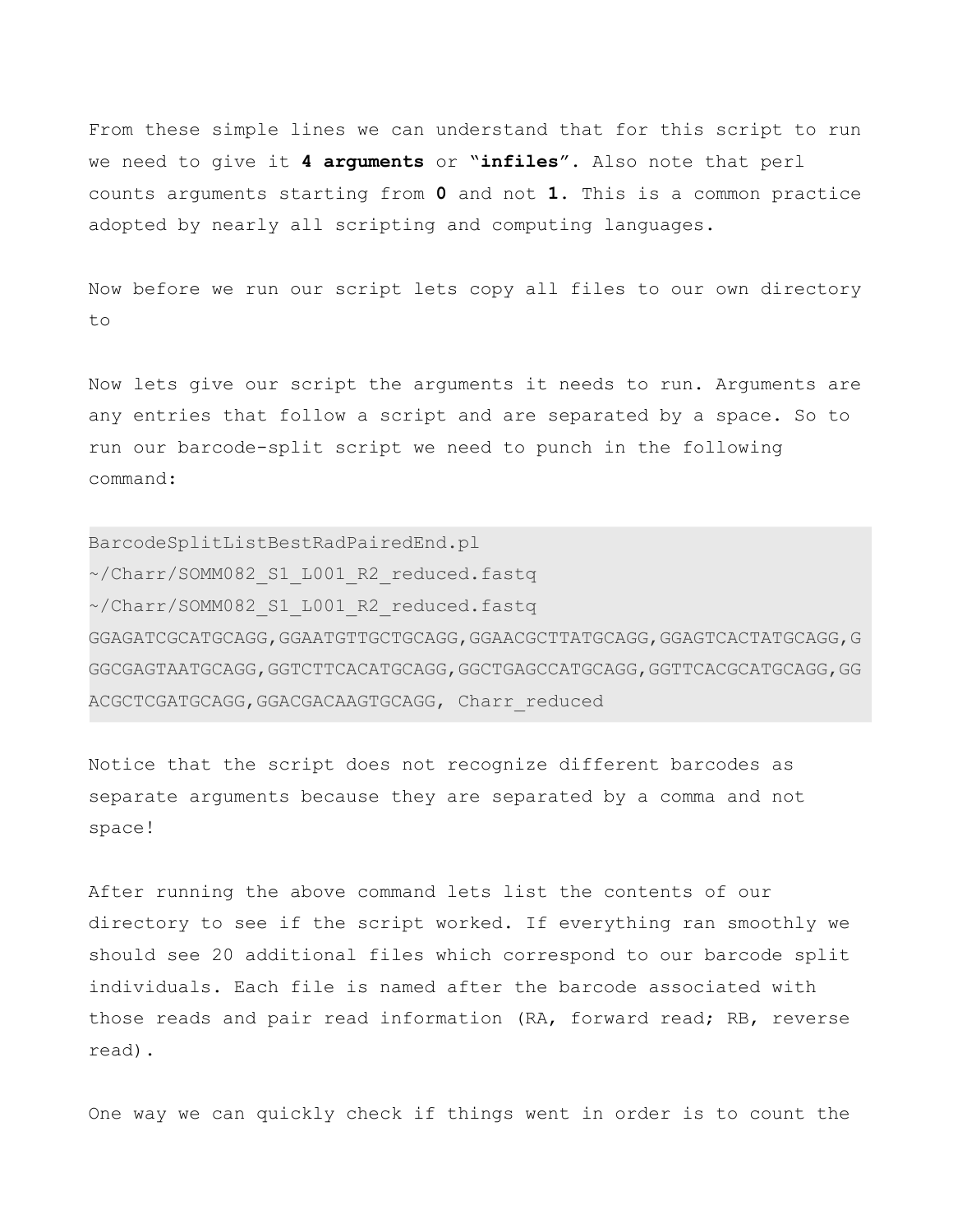From these simple lines we can understand that for this script to run we need to give it **4 arguments** or "**infiles**". Also note that perl counts arguments starting from **0** and not **1**. This is a common practice adopted by nearly all scripting and computing languages.

Now before we run our script lets copy all files to our own directory to

Now lets give our script the arguments it needs to run. Arguments are any entries that follow a script and are separated by a space. So to run our barcode-split script we need to punch in the following command:

```
BarcodeSplitListBestRadPairedEnd.pl
~/Charr/SOMM082_S1_L001_R2_reduced.fastq
~/Charr/SOMM082_S1_L001_R2_reduced.fastq
GGAGATCGCATGCAGG,GGAATGTTGCTGCAGG,GGAACGCTTATGCAGG,GGAGTCACTATGCAGG,GGGCGAGTAATGCAGG,GGTCTTCACATGCAGG,GGCTGAGCCATGCAGG,GGTTCACGCATGCAGG,GGACGCTCGATGCAGG,GGACGACAAGTGCAGG, Charr_reduced
```

Notice that the script does not recognize different barcodes as separate arguments because they are separated by a comma and not space!

After running the above command lets list the contents of our directory to see if the script worked. If everything ran smoothly we should see 20 additional files which correspond to our barcode split individuals. Each file is named after the barcode associated with those reads and pair read information (RA, forward read; RB, reverse read).

One way we can quickly check if things went in order is to count the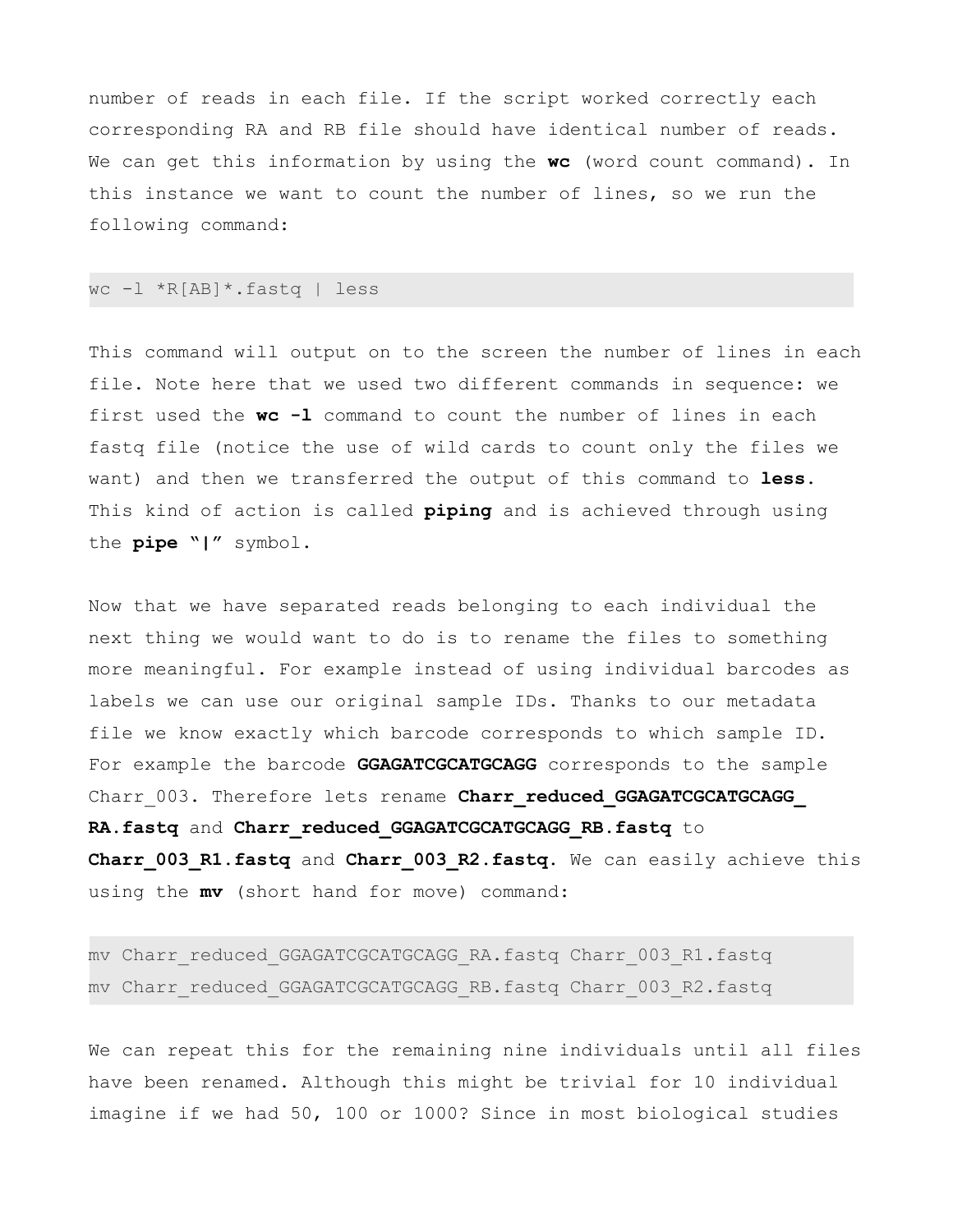number of reads in each file. If the script worked correctly each corresponding RA and RB file should have identical number of reads. We can get this information by using the **wc** (word count command). In this instance we want to count the number of lines, so we run the following command:

```
wc -l *R[AB]*.fastq | less
```

This command will output on to the screen the number of lines in each file. Note here that we used two different commands in sequence: we first used the **wc -l** command to count the number of lines in each fastq file (notice the use of wild cards to count only the files we want) and then we transferred the output of this command to **less.** This kind of action is called **piping** and is achieved through using the **pipe "|"** symbol.

Now that we have separated reads belonging to each individual the next thing we would want to do is to rename the files to something more meaningful. For example instead of using individual barcodes as labels we can use our original sample IDs. Thanks to our metadata file we know exactly which barcode corresponds to which sample ID. For example the barcode **GGAGATCGCATGCAGG** corresponds to the sample Charr_003. Therefore lets rename **Charr_reduced_GGAGATCGCATGCAGG_RA.fastq** and **Charr_reduced_GGAGATCGCATGCAGG_RB.fastq** to **Charr_003_R1.fastq** and **Charr_003_R2.fastq.** We can easily achieve this using the **mv** (short hand for move) command:

```
mv Charr_reduced_GGAGATCGCATGCAGG_RA.fastq Charr_003_R1.fastq
mv Charr_reduced_GGAGATCGCATGCAGG_RB.fastq Charr_003_R2.fastq
```

We can repeat this for the remaining nine individuals until all files have been renamed. Although this might be trivial for 10 individual imagine if we had 50, 100 or 1000? Since in most biological studies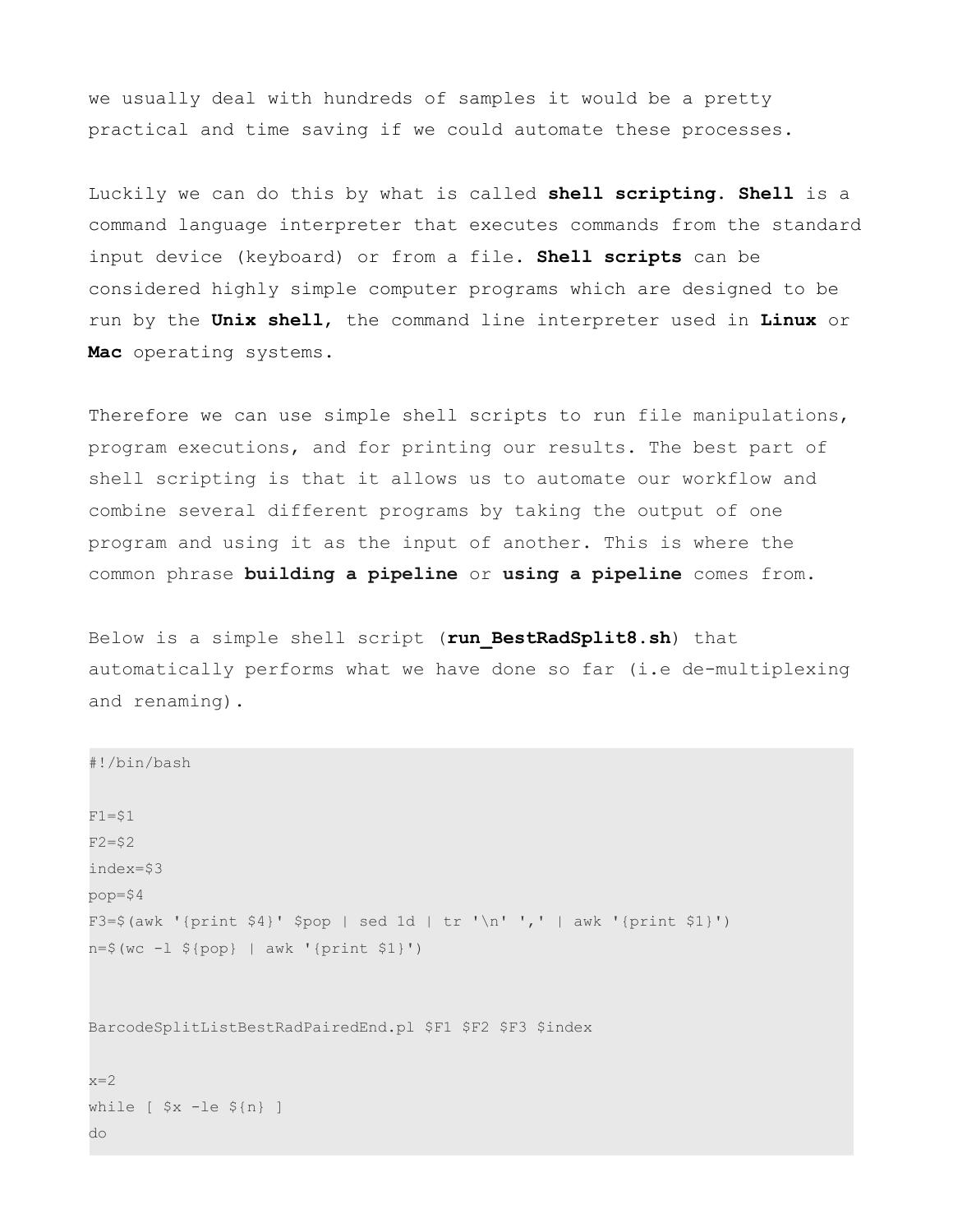we usually deal with hundreds of samples it would be a pretty practical and time saving if we could automate these processes.

Luckily we can do this by what is called **shell scripting**. **Shell** is a command language interpreter that executes commands from the standard input device (keyboard) or from a file. **Shell scripts** can be considered highly simple computer programs which are designed to be run by the **Unix shell**, the command line interpreter used in **Linux** or **Mac** operating systems.

Therefore we can use simple shell scripts to run file manipulations, program executions, and for printing our results. The best part of shell scripting is that it allows us to automate our workflow and combine several different programs by taking the output of one program and using it as the input of another. This is where the common phrase **building a pipeline** or **using a pipeline** comes from.

Below is a simple shell script (**run_BestRadSplit8.sh**) that automatically performs what we have done so far (i.e de-multiplexing and renaming).

```
#!/bin/bash

F1=$1
F2=$2
index=$3
pop=$4
F3=$(awk '{print $4}' $pop | sed 1d | tr '\n' ',' | awk '{print $1}')
n=$(wc -l ${pop} | awk '{print $1}')


BarcodeSplitListBestRadPairedEnd.pl $F1 $F2 $F3 $index

x=2
while [ $x -le ${n} ]
do
```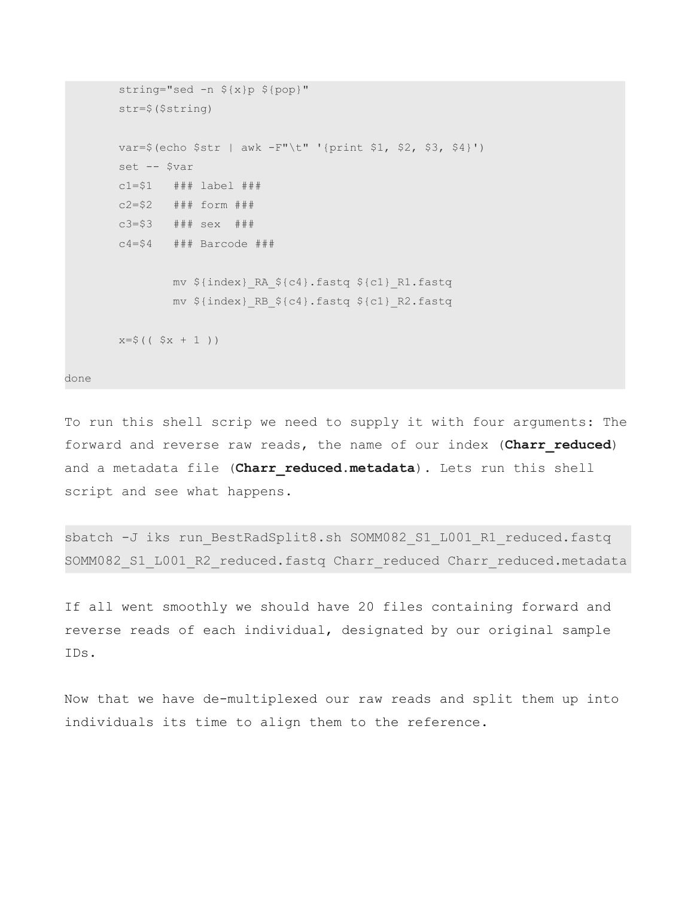```
        string="sed -n ${x}p ${pop}"
        str=$($string)

        var=$(echo $str | awk -F"\t" '{print $1, $2, $3, $4}')
        set -- $var
        c1=$1   ### label ###
        c2=$2   ### form ###
        c3=$3   ### sex  ###
        c4=$4   ### Barcode ###

                mv ${index}_RA_${c4}.fastq ${c1}_R1.fastq
                mv ${index}_RB_${c4}.fastq ${c1}_R2.fastq

        x=$(( $x + 1 ))

done
```

To run this shell scrip we need to supply it with four arguments: The forward and reverse raw reads, the name of our index (**Charr_reduced**) and a metadata file (**Charr_reduced.metadata**). Lets run this shell script and see what happens.

```
sbatch -J iks run_BestRadSplit8.sh SOMM082_S1_L001_R1_reduced.fastq SOMM082_S1_L001_R2_reduced.fastq Charr_reduced Charr_reduced.metadata
```

If all went smoothly we should have 20 files containing forward and reverse reads of each individual, designated by our original sample IDs.

Now that we have de-multiplexed our raw reads and split them up into individuals its time to align them to the reference.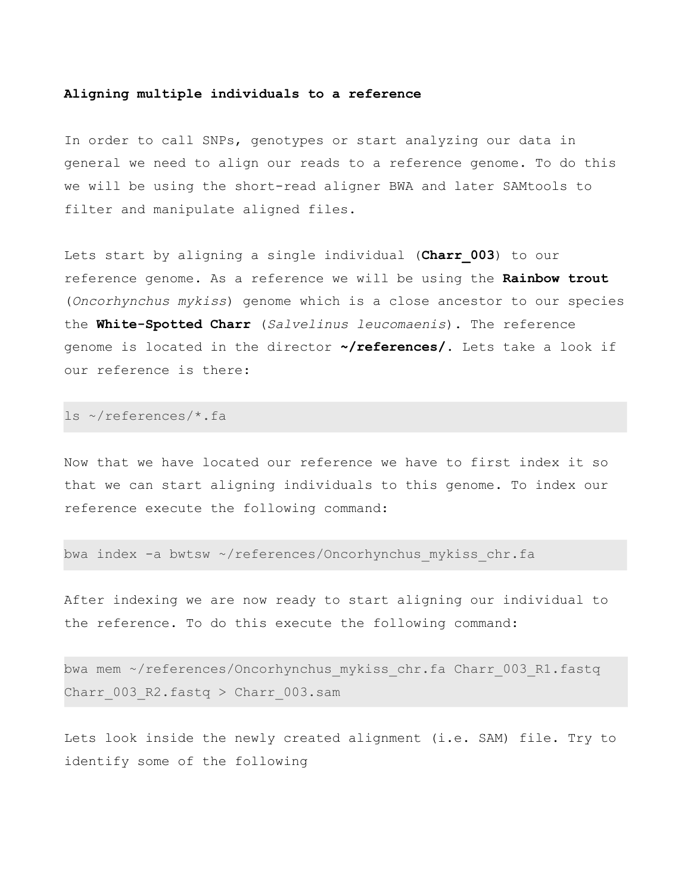**Aligning multiple individuals to a reference**

In order to call SNPs, genotypes or start analyzing our data in general we need to align our reads to a reference genome. To do this we will be using the short-read aligner BWA and later SAMtools to filter and manipulate aligned files.

Lets start by aligning a single individual (**Charr_003**) to our reference genome. As a reference we will be using the **Rainbow trout** (*Oncorhynchus mykiss*) genome which is a close ancestor to our species the **White-Spotted Charr** (*Salvelinus leucomaenis*). The reference genome is located in the director **~/references/**. Lets take a look if our reference is there:

```
ls ~/references/*.fa
```

Now that we have located our reference we have to first index it so that we can start aligning individuals to this genome. To index our reference execute the following command:

```
bwa index -a bwtsw ~/references/Oncorhynchus_mykiss_chr.fa
```

After indexing we are now ready to start aligning our individual to the reference. To do this execute the following command:

```
bwa mem ~/references/Oncorhynchus_mykiss_chr.fa Charr_003_R1.fastq
Charr_003_R2.fastq > Charr_003.sam
```

Lets look inside the newly created alignment (i.e. SAM) file. Try to identify some of the following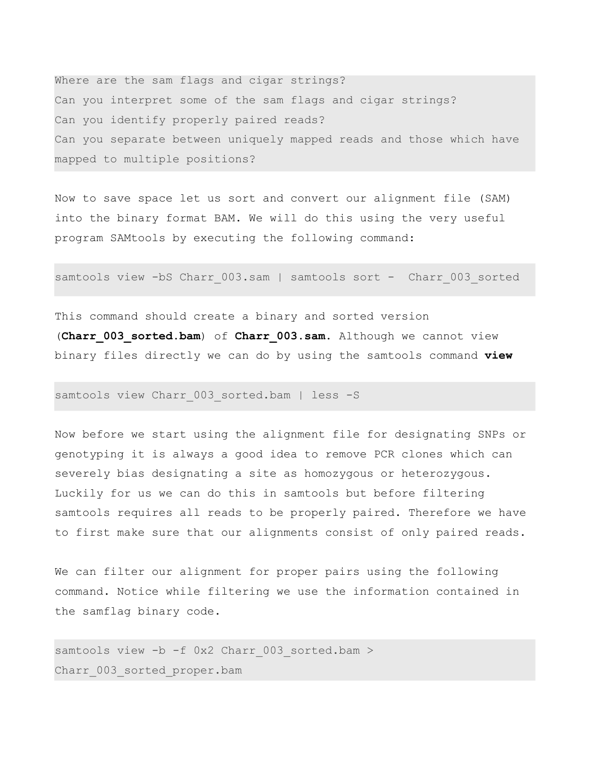```
Where are the sam flags and cigar strings?
Can you interpret some of the sam flags and cigar strings?
Can you identify properly paired reads?
Can you separate between uniquely mapped reads and those which have mapped to multiple positions?
```

Now to save space let us sort and convert our alignment file (SAM) into the binary format BAM. We will do this using the very useful program SAMtools by executing the following command:

```
samtools view -bS Charr_003.sam | samtools sort -  Charr_003_sorted
```

This command should create a binary and sorted version (**Charr_003_sorted.bam**) of **Charr_003.sam.** Although we cannot view binary files directly we can do by using the samtools command **view**

```
samtools view Charr_003_sorted.bam | less -S
```

Now before we start using the alignment file for designating SNPs or genotyping it is always a good idea to remove PCR clones which can severely bias designating a site as homozygous or heterozygous. Luckily for us we can do this in samtools but before filtering samtools requires all reads to be properly paired. Therefore we have to first make sure that our alignments consist of only paired reads.

We can filter our alignment for proper pairs using the following command. Notice while filtering we use the information contained in the samflag binary code.

```
samtools view -b -f 0x2 Charr_003_sorted.bam > Charr_003_sorted_proper.bam
```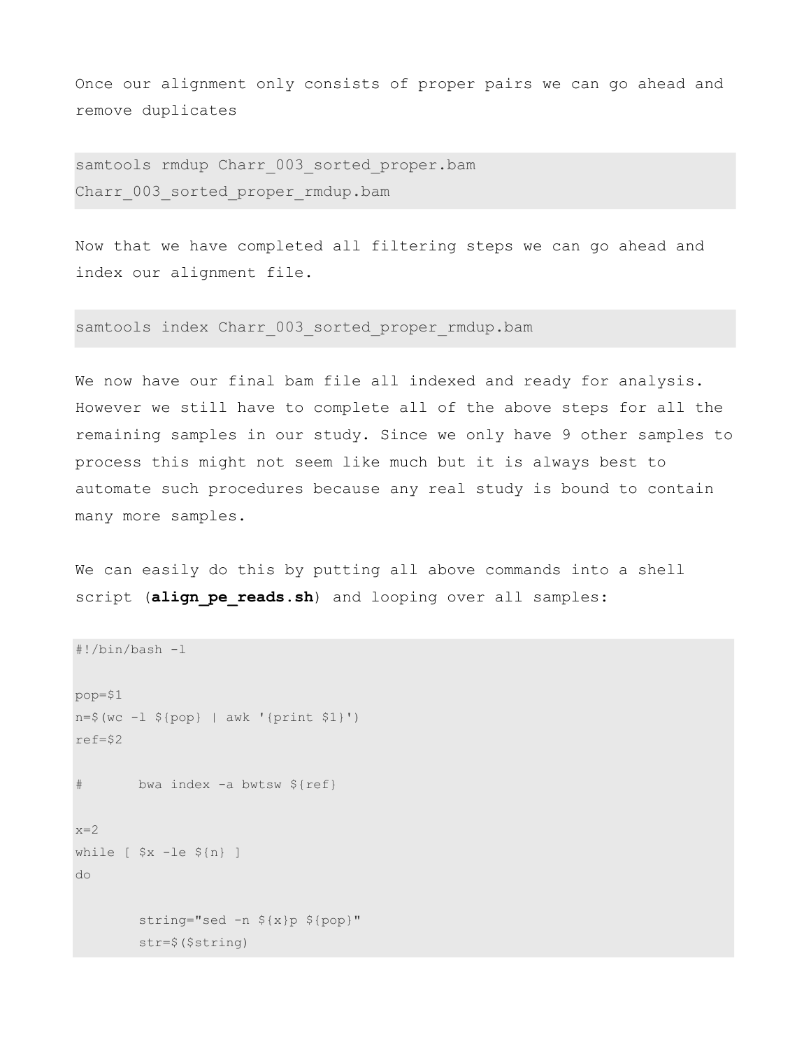Once our alignment only consists of proper pairs we can go ahead and remove duplicates

```
samtools rmdup Charr_003_sorted_proper.bam
Charr_003_sorted_proper_rmdup.bam
```

Now that we have completed all filtering steps we can go ahead and index our alignment file.

```
samtools index Charr_003_sorted_proper_rmdup.bam
```

We now have our final bam file all indexed and ready for analysis. However we still have to complete all of the above steps for all the remaining samples in our study. Since we only have 9 other samples to process this might not seem like much but it is always best to automate such procedures because any real study is bound to contain many more samples.

We can easily do this by putting all above commands into a shell script (**align_pe_reads.sh**) and looping over all samples:

```
#!/bin/bash -l

pop=$1
n=$(wc -l ${pop} | awk '{print $1}')
ref=$2

#       bwa index -a bwtsw ${ref}

x=2
while [ $x -le ${n} ]
do

        string="sed -n ${x}p ${pop}"
        str=$($string)
```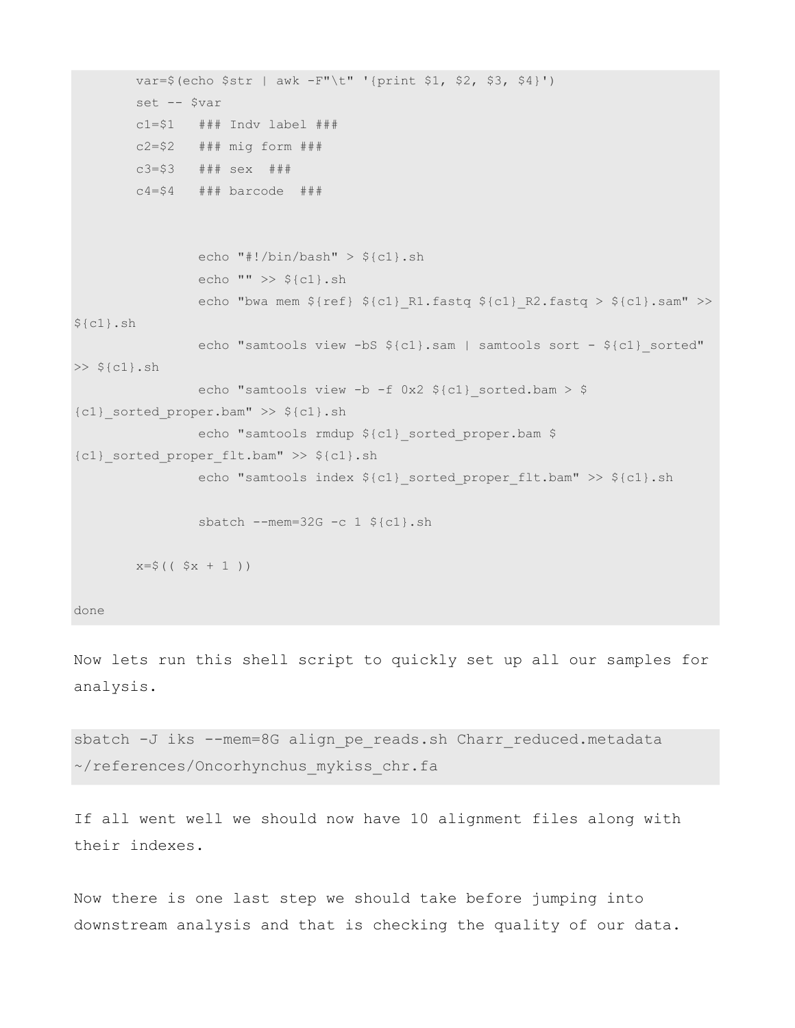```
        var=$(echo $str | awk -F"\t" '{print $1, $2, $3, $4}')
        set -- $var
        c1=$1   ### Indv label ###
        c2=$2   ### mig form ###
        c3=$3   ### sex  ###
        c4=$4   ### barcode  ###


                echo "#!/bin/bash" > ${c1}.sh
                echo "" >> ${c1}.sh
                echo "bwa mem ${ref} ${c1}_R1.fastq ${c1}_R2.fastq > ${c1}.sam" >>
${c1}.sh
                echo "samtools view -bS ${c1}.sam | samtools sort - ${c1}_sorted"
>> ${c1}.sh
                echo "samtools view -b -f 0x2 ${c1}_sorted.bam > $
{c1}_sorted_proper.bam" >> ${c1}.sh
                echo "samtools rmdup ${c1}_sorted_proper.bam $
{c1}_sorted_proper_flt.bam" >> ${c1}.sh
                echo "samtools index ${c1}_sorted_proper_flt.bam" >> ${c1}.sh

                sbatch --mem=32G -c 1 ${c1}.sh

        x=$(( $x + 1 ))

done
```

Now lets run this shell script to quickly set up all our samples for analysis.

```
sbatch -J iks --mem=8G align_pe_reads.sh Charr_reduced.metadata
~/references/Oncorhynchus_mykiss_chr.fa
```

If all went well we should now have 10 alignment files along with their indexes.

Now there is one last step we should take before jumping into downstream analysis and that is checking the quality of our data.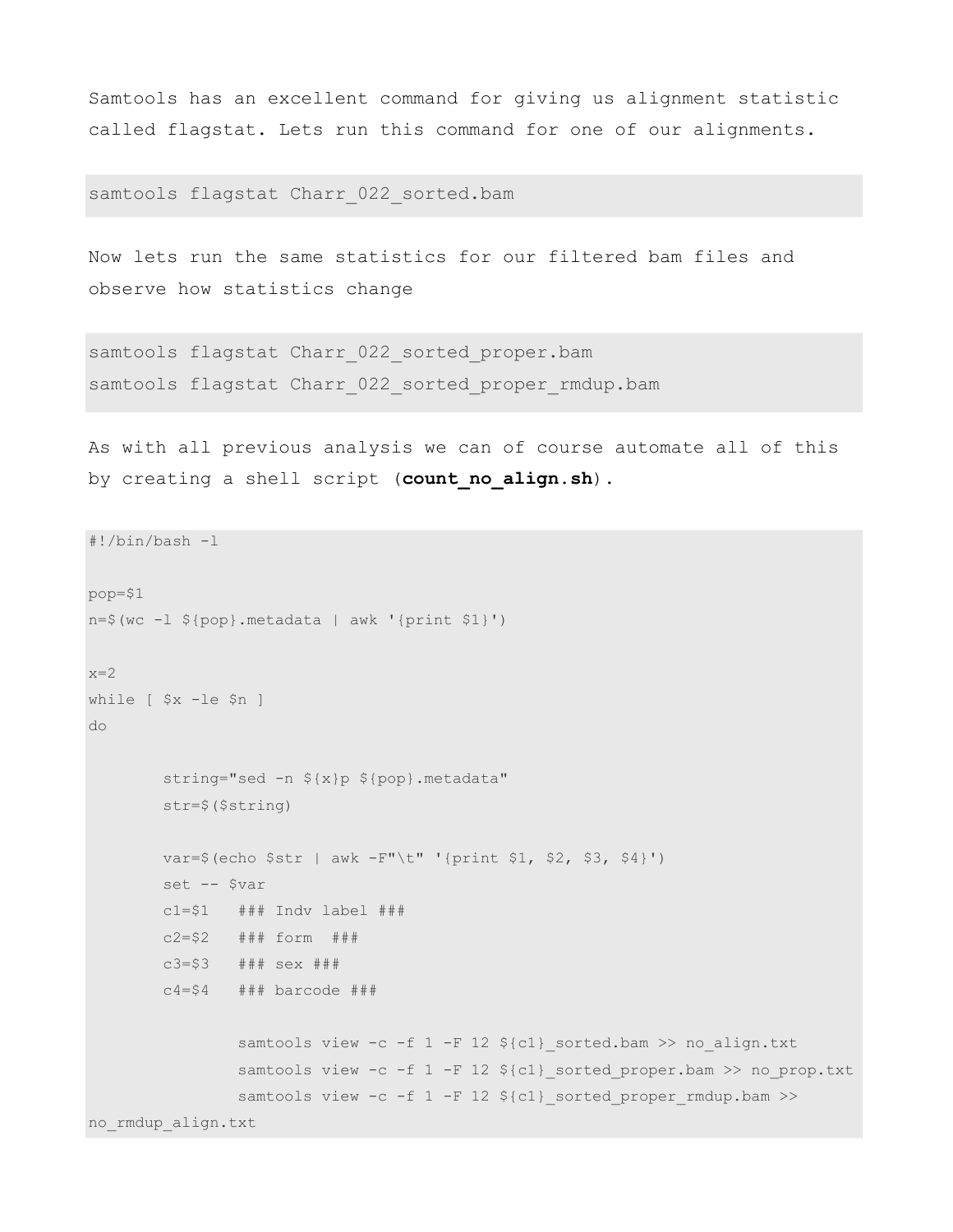Samtools has an excellent command for giving us alignment statistic called flagstat. Lets run this command for one of our alignments.

```
samtools flagstat Charr_022_sorted.bam
```

Now lets run the same statistics for our filtered bam files and observe how statistics change

```
samtools flagstat Charr_022_sorted_proper.bam
samtools flagstat Charr_022_sorted_proper_rmdup.bam
```

As with all previous analysis we can of course automate all of this by creating a shell script (**count_no_align.sh**).

```
#!/bin/bash -l

pop=$1
n=$(wc -l ${pop}.metadata | awk '{print $1}')

x=2
while [ $x -le $n ]
do

        string="sed -n ${x}p ${pop}.metadata"
        str=$($string)

        var=$(echo $str | awk -F"\t" '{print $1, $2, $3, $4}')
        set -- $var
        c1=$1   ### Indv label ###
        c2=$2   ### form  ###
        c3=$3   ### sex ###
        c4=$4   ### barcode ###

                samtools view -c -f 1 -F 12 ${c1}_sorted.bam >> no_align.txt
                samtools view -c -f 1 -F 12 ${c1}_sorted_proper.bam >> no_prop.txt
                samtools view -c -f 1 -F 12 ${c1}_sorted_proper_rmdup.bam >>
no_rmdup_align.txt
```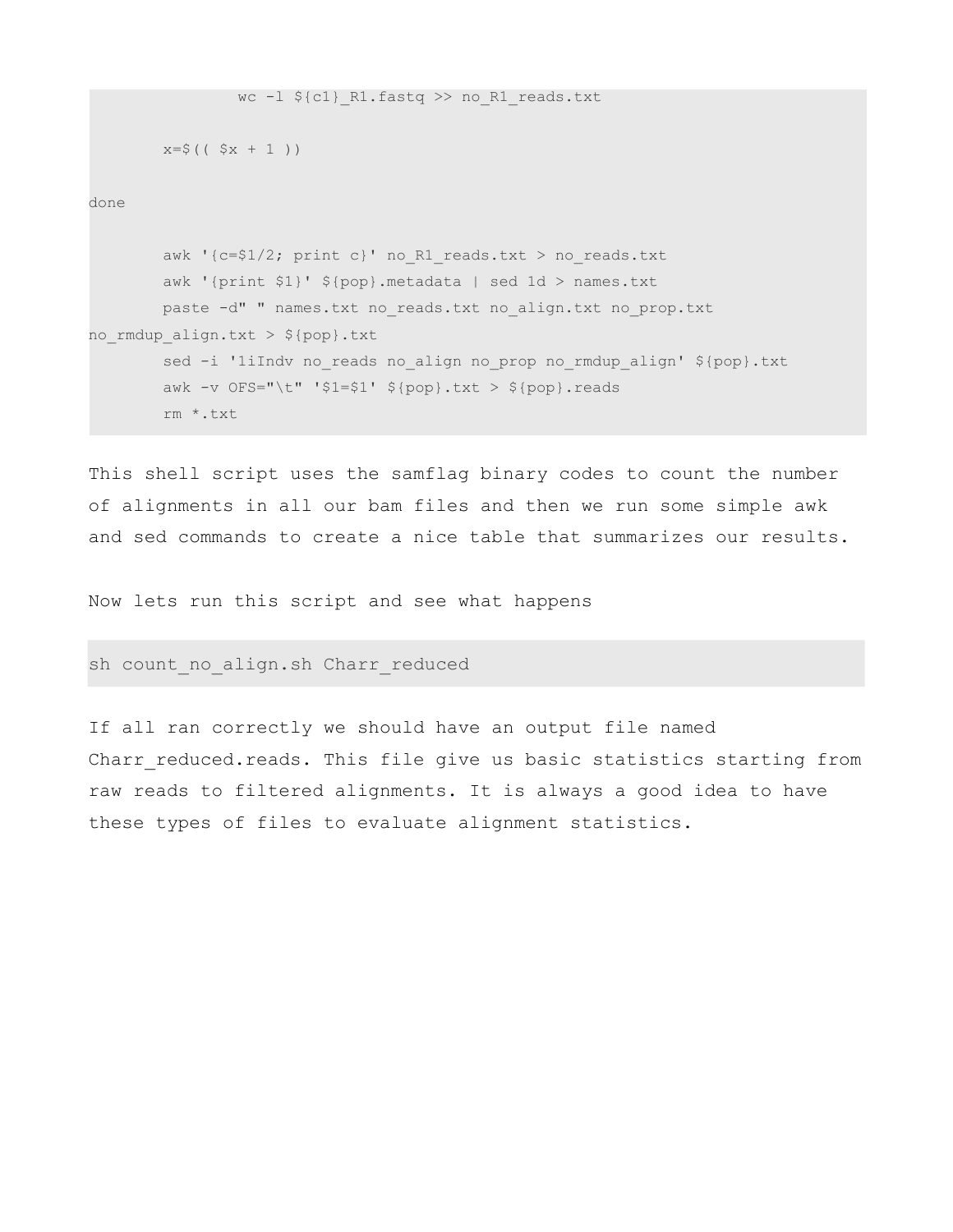```
                wc -l ${c1}_R1.fastq >> no_R1_reads.txt

        x=$(( $x + 1 ))

done

        awk '{c=$1/2; print c}' no_R1_reads.txt > no_reads.txt
        awk '{print $1}' ${pop}.metadata | sed 1d > names.txt
        paste -d" " names.txt no_reads.txt no_align.txt no_prop.txt 
no_rmdup_align.txt > ${pop}.txt
        sed -i '1iIndv no_reads no_align no_prop no_rmdup_align' ${pop}.txt
        awk -v OFS="\t" '$1=$1' ${pop}.txt > ${pop}.reads
        rm *.txt
```

This shell script uses the samflag binary codes to count the number of alignments in all our bam files and then we run some simple awk and sed commands to create a nice table that summarizes our results.

Now lets run this script and see what happens

```
sh count_no_align.sh Charr_reduced
```

If all ran correctly we should have an output file named Charr_reduced.reads. This file give us basic statistics starting from raw reads to filtered alignments. It is always a good idea to have these types of files to evaluate alignment statistics.